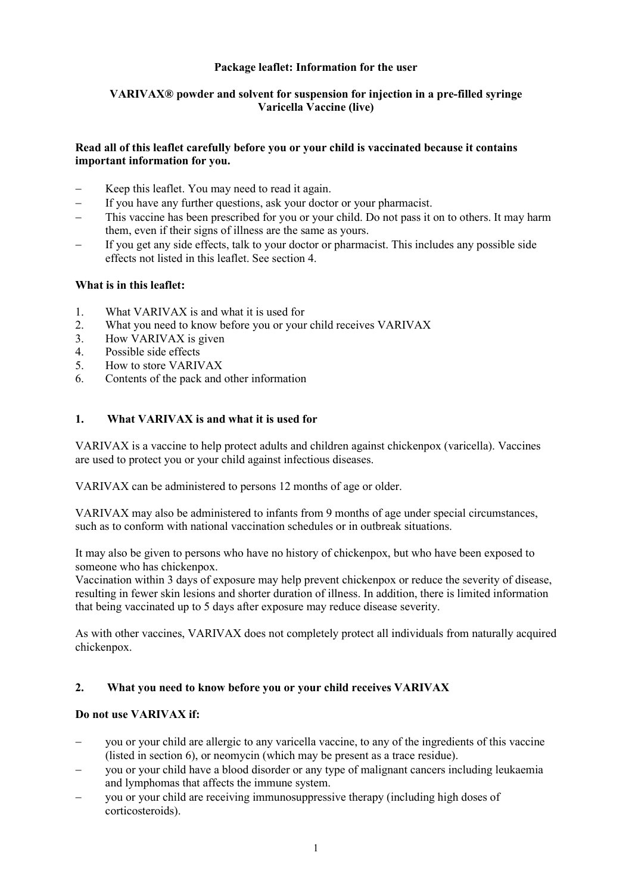**Package leaflet: Information for the user**

**VARIVAX® powder and solvent for suspension for injection in a pre-filled syringe**
**Varicella Vaccine (live)**

**Read all of this leaflet carefully before you or your child is vaccinated because it contains important information for you.**

- Keep this leaflet. You may need to read it again.
- If you have any further questions, ask your doctor or your pharmacist.
- This vaccine has been prescribed for you or your child. Do not pass it on to others. It may harm them, even if their signs of illness are the same as yours.
- If you get any side effects, talk to your doctor or pharmacist. This includes any possible side effects not listed in this leaflet. See section 4.

**What is in this leaflet:**

1. What VARIVAX is and what it is used for
2. What you need to know before you or your child receives VARIVAX
3. How VARIVAX is given
4. Possible side effects
5. How to store VARIVAX
6. Contents of the pack and other information

## 1. What VARIVAX is and what it is used for

VARIVAX is a vaccine to help protect adults and children against chickenpox (varicella). Vaccines are used to protect you or your child against infectious diseases.

VARIVAX can be administered to persons 12 months of age or older.

VARIVAX may also be administered to infants from 9 months of age under special circumstances, such as to conform with national vaccination schedules or in outbreak situations.

It may also be given to persons who have no history of chickenpox, but who have been exposed to someone who has chickenpox.
Vaccination within 3 days of exposure may help prevent chickenpox or reduce the severity of disease, resulting in fewer skin lesions and shorter duration of illness. In addition, there is limited information that being vaccinated up to 5 days after exposure may reduce disease severity.

As with other vaccines, VARIVAX does not completely protect all individuals from naturally acquired chickenpox.

## 2. What you need to know before you or your child receives VARIVAX

**Do not use VARIVAX if:**

- you or your child are allergic to any varicella vaccine, to any of the ingredients of this vaccine (listed in section 6), or neomycin (which may be present as a trace residue).
- you or your child have a blood disorder or any type of malignant cancers including leukaemia and lymphomas that affects the immune system.
- you or your child are receiving immunosuppressive therapy (including high doses of corticosteroids).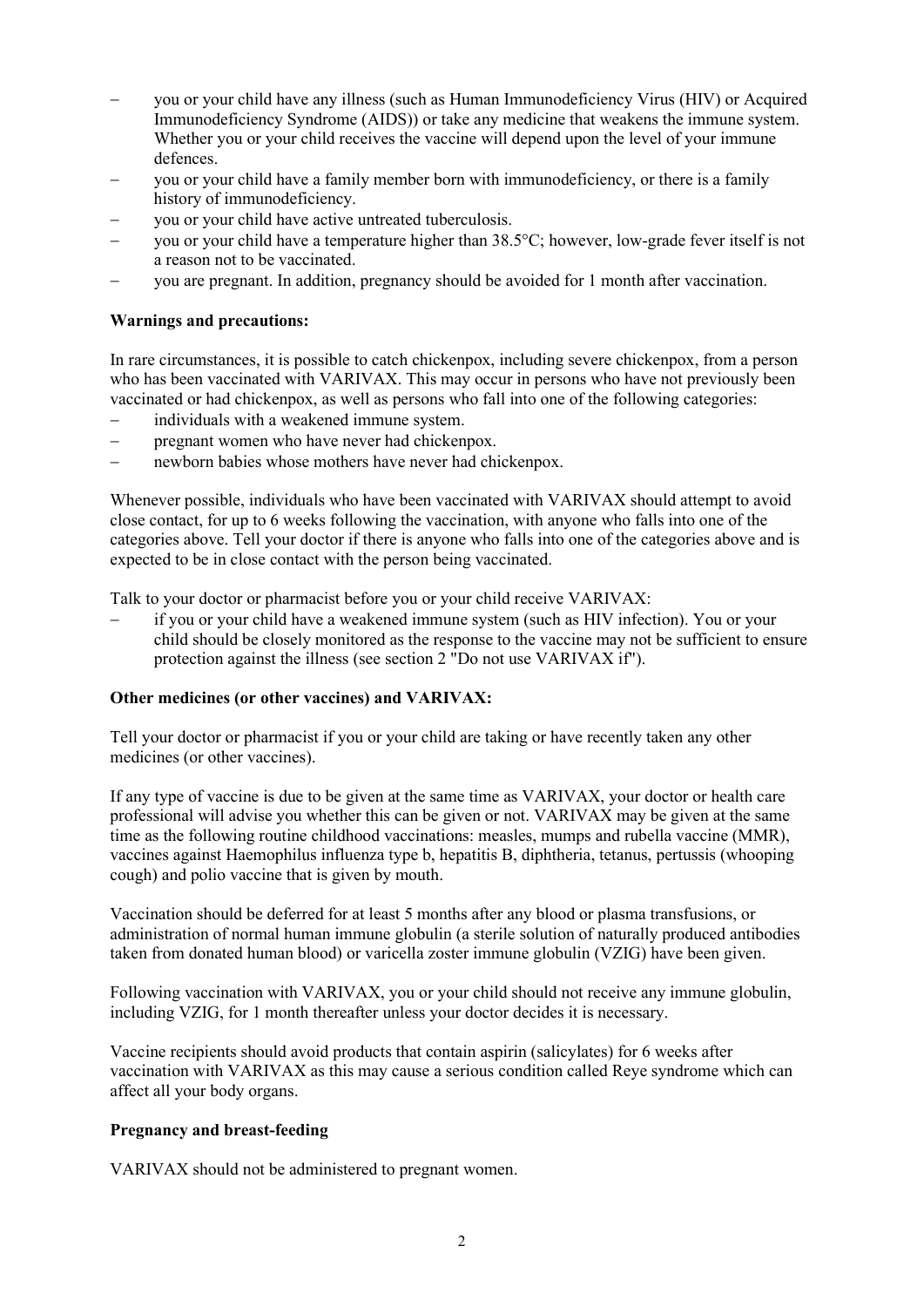- you or your child have any illness (such as Human Immunodeficiency Virus (HIV) or Acquired Immunodeficiency Syndrome (AIDS)) or take any medicine that weakens the immune system. Whether you or your child receives the vaccine will depend upon the level of your immune defences.
- you or your child have a family member born with immunodeficiency, or there is a family history of immunodeficiency.
- you or your child have active untreated tuberculosis.
- you or your child have a temperature higher than 38.5°C; however, low-grade fever itself is not a reason not to be vaccinated.
- you are pregnant. In addition, pregnancy should be avoided for 1 month after vaccination.

**Warnings and precautions:**

In rare circumstances, it is possible to catch chickenpox, including severe chickenpox, from a person who has been vaccinated with VARIVAX. This may occur in persons who have not previously been vaccinated or had chickenpox, as well as persons who fall into one of the following categories:

- individuals with a weakened immune system.
- pregnant women who have never had chickenpox.
- newborn babies whose mothers have never had chickenpox.

Whenever possible, individuals who have been vaccinated with VARIVAX should attempt to avoid close contact, for up to 6 weeks following the vaccination, with anyone who falls into one of the categories above. Tell your doctor if there is anyone who falls into one of the categories above and is expected to be in close contact with the person being vaccinated.

Talk to your doctor or pharmacist before you or your child receive VARIVAX:

- if you or your child have a weakened immune system (such as HIV infection). You or your child should be closely monitored as the response to the vaccine may not be sufficient to ensure protection against the illness (see section 2 "Do not use VARIVAX if").

**Other medicines (or other vaccines) and VARIVAX:**

Tell your doctor or pharmacist if you or your child are taking or have recently taken any other medicines (or other vaccines).

If any type of vaccine is due to be given at the same time as VARIVAX, your doctor or health care professional will advise you whether this can be given or not. VARIVAX may be given at the same time as the following routine childhood vaccinations: measles, mumps and rubella vaccine (MMR), vaccines against Haemophilus influenza type b, hepatitis B, diphtheria, tetanus, pertussis (whooping cough) and polio vaccine that is given by mouth.

Vaccination should be deferred for at least 5 months after any blood or plasma transfusions, or administration of normal human immune globulin (a sterile solution of naturally produced antibodies taken from donated human blood) or varicella zoster immune globulin (VZIG) have been given.

Following vaccination with VARIVAX, you or your child should not receive any immune globulin, including VZIG, for 1 month thereafter unless your doctor decides it is necessary.

Vaccine recipients should avoid products that contain aspirin (salicylates) for 6 weeks after vaccination with VARIVAX as this may cause a serious condition called Reye syndrome which can affect all your body organs.

**Pregnancy and breast-feeding**

VARIVAX should not be administered to pregnant women.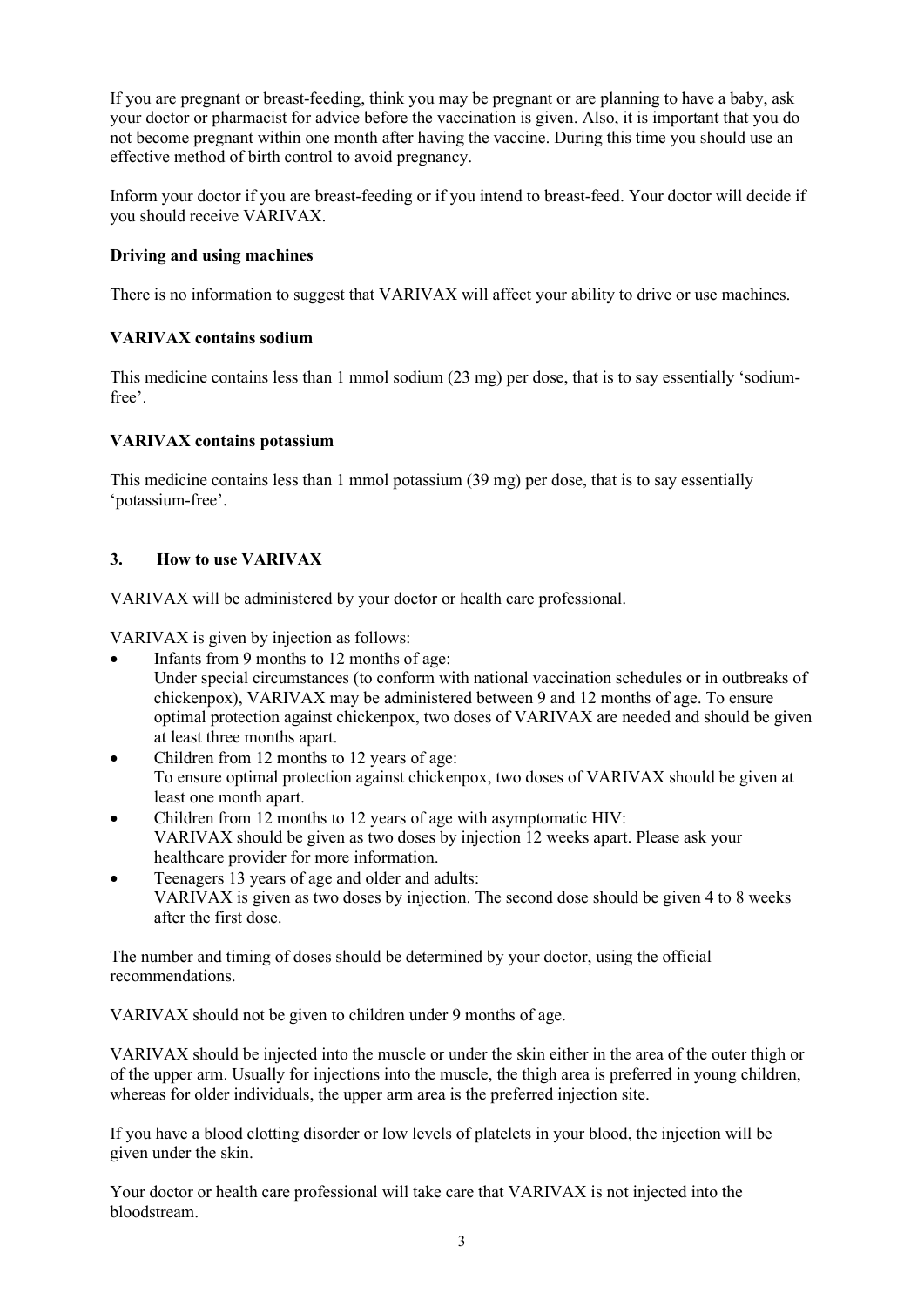If you are pregnant or breast-feeding, think you may be pregnant or are planning to have a baby, ask your doctor or pharmacist for advice before the vaccination is given. Also, it is important that you do not become pregnant within one month after having the vaccine. During this time you should use an effective method of birth control to avoid pregnancy.

Inform your doctor if you are breast-feeding or if you intend to breast-feed. Your doctor will decide if you should receive VARIVAX.

**Driving and using machines**

There is no information to suggest that VARIVAX will affect your ability to drive or use machines.

**VARIVAX contains sodium**

This medicine contains less than 1 mmol sodium (23 mg) per dose, that is to say essentially 'sodium-free'.

**VARIVAX contains potassium**

This medicine contains less than 1 mmol potassium (39 mg) per dose, that is to say essentially 'potassium-free'.

## 3. How to use VARIVAX

VARIVAX will be administered by your doctor or health care professional.

VARIVAX is given by injection as follows:

- Infants from 9 months to 12 months of age:
  Under special circumstances (to conform with national vaccination schedules or in outbreaks of chickenpox), VARIVAX may be administered between 9 and 12 months of age. To ensure optimal protection against chickenpox, two doses of VARIVAX are needed and should be given at least three months apart.
- Children from 12 months to 12 years of age:
  To ensure optimal protection against chickenpox, two doses of VARIVAX should be given at least one month apart.
- Children from 12 months to 12 years of age with asymptomatic HIV:
  VARIVAX should be given as two doses by injection 12 weeks apart. Please ask your healthcare provider for more information.
- Teenagers 13 years of age and older and adults:
  VARIVAX is given as two doses by injection. The second dose should be given 4 to 8 weeks after the first dose.

The number and timing of doses should be determined by your doctor, using the official recommendations.

VARIVAX should not be given to children under 9 months of age.

VARIVAX should be injected into the muscle or under the skin either in the area of the outer thigh or of the upper arm. Usually for injections into the muscle, the thigh area is preferred in young children, whereas for older individuals, the upper arm area is the preferred injection site.

If you have a blood clotting disorder or low levels of platelets in your blood, the injection will be given under the skin.

Your doctor or health care professional will take care that VARIVAX is not injected into the bloodstream.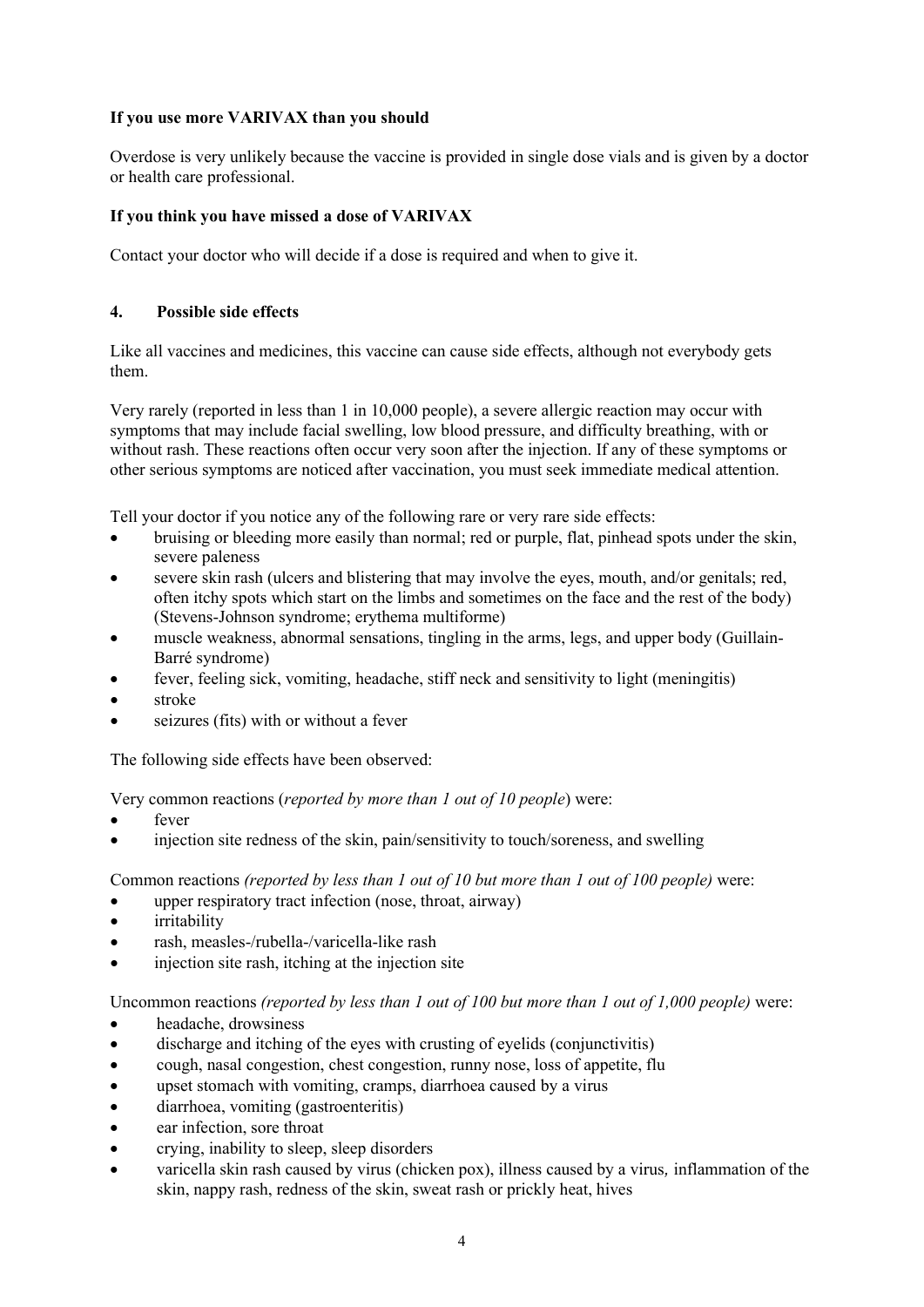**If you use more VARIVAX than you should**

Overdose is very unlikely because the vaccine is provided in single dose vials and is given by a doctor or health care professional.

**If you think you have missed a dose of VARIVAX**

Contact your doctor who will decide if a dose is required and when to give it.

## 4. Possible side effects

Like all vaccines and medicines, this vaccine can cause side effects, although not everybody gets them.

Very rarely (reported in less than 1 in 10,000 people), a severe allergic reaction may occur with symptoms that may include facial swelling, low blood pressure, and difficulty breathing, with or without rash. These reactions often occur very soon after the injection. If any of these symptoms or other serious symptoms are noticed after vaccination, you must seek immediate medical attention.

Tell your doctor if you notice any of the following rare or very rare side effects:

- bruising or bleeding more easily than normal; red or purple, flat, pinhead spots under the skin, severe paleness
- severe skin rash (ulcers and blistering that may involve the eyes, mouth, and/or genitals; red, often itchy spots which start on the limbs and sometimes on the face and the rest of the body) (Stevens-Johnson syndrome; erythema multiforme)
- muscle weakness, abnormal sensations, tingling in the arms, legs, and upper body (Guillain-Barré syndrome)
- fever, feeling sick, vomiting, headache, stiff neck and sensitivity to light (meningitis)
- stroke
- seizures (fits) with or without a fever

The following side effects have been observed:

Very common reactions (*reported by more than 1 out of 10 people*) were:

- fever
- injection site redness of the skin, pain/sensitivity to touch/soreness, and swelling

Common reactions *(reported by less than 1 out of 10 but more than 1 out of 100 people)* were:

- upper respiratory tract infection (nose, throat, airway)
- irritability
- rash, measles-/rubella-/varicella-like rash
- injection site rash, itching at the injection site

Uncommon reactions *(reported by less than 1 out of 100 but more than 1 out of 1,000 people)* were:

- headache, drowsiness
- discharge and itching of the eyes with crusting of eyelids (conjunctivitis)
- cough, nasal congestion, chest congestion, runny nose, loss of appetite, flu
- upset stomach with vomiting, cramps, diarrhoea caused by a virus
- diarrhoea, vomiting (gastroenteritis)
- ear infection, sore throat
- crying, inability to sleep, sleep disorders
- varicella skin rash caused by virus (chicken pox), illness caused by a virus*,* inflammation of the skin, nappy rash, redness of the skin, sweat rash or prickly heat, hives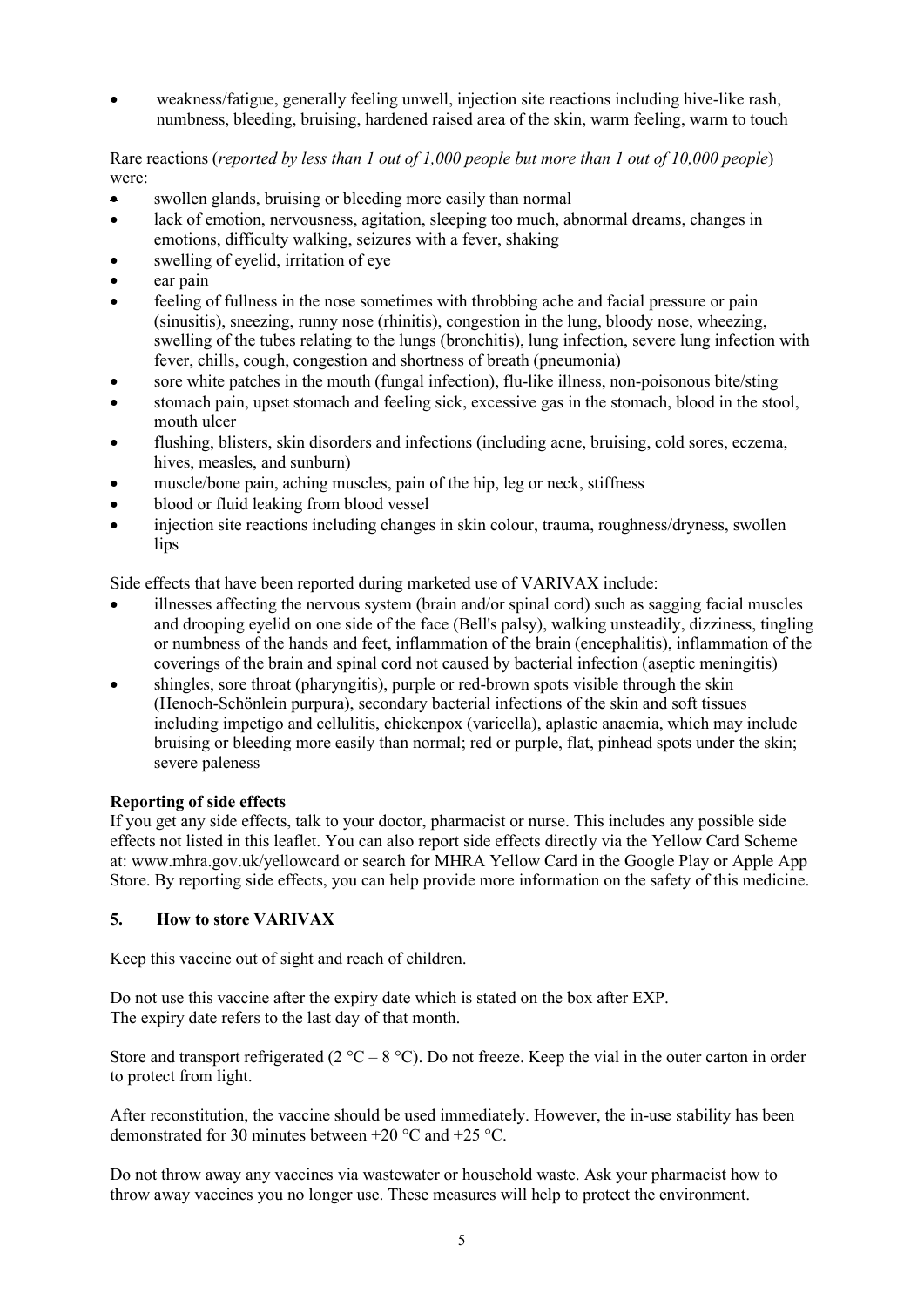- weakness/fatigue, generally feeling unwell, injection site reactions including hive-like rash, numbness, bleeding, bruising, hardened raised area of the skin, warm feeling, warm to touch

Rare reactions (*reported by less than 1 out of 1,000 people but more than 1 out of 10,000 people*) were:

- swollen glands, bruising or bleeding more easily than normal
- lack of emotion, nervousness, agitation, sleeping too much, abnormal dreams, changes in emotions, difficulty walking, seizures with a fever, shaking
- swelling of eyelid, irritation of eye
- ear pain
- feeling of fullness in the nose sometimes with throbbing ache and facial pressure or pain (sinusitis), sneezing, runny nose (rhinitis), congestion in the lung, bloody nose, wheezing, swelling of the tubes relating to the lungs (bronchitis), lung infection, severe lung infection with fever, chills, cough, congestion and shortness of breath (pneumonia)
- sore white patches in the mouth (fungal infection), flu-like illness, non-poisonous bite/sting
- stomach pain, upset stomach and feeling sick, excessive gas in the stomach, blood in the stool, mouth ulcer
- flushing, blisters, skin disorders and infections (including acne, bruising, cold sores, eczema, hives, measles, and sunburn)
- muscle/bone pain, aching muscles, pain of the hip, leg or neck, stiffness
- blood or fluid leaking from blood vessel
- injection site reactions including changes in skin colour, trauma, roughness/dryness, swollen lips

Side effects that have been reported during marketed use of VARIVAX include:

- illnesses affecting the nervous system (brain and/or spinal cord) such as sagging facial muscles and drooping eyelid on one side of the face (Bell's palsy), walking unsteadily, dizziness, tingling or numbness of the hands and feet, inflammation of the brain (encephalitis), inflammation of the coverings of the brain and spinal cord not caused by bacterial infection (aseptic meningitis)
- shingles, sore throat (pharyngitis), purple or red-brown spots visible through the skin (Henoch-Schönlein purpura), secondary bacterial infections of the skin and soft tissues including impetigo and cellulitis, chickenpox (varicella), aplastic anaemia, which may include bruising or bleeding more easily than normal; red or purple, flat, pinhead spots under the skin; severe paleness

**Reporting of side effects**

If you get any side effects, talk to your doctor, pharmacist or nurse. This includes any possible side effects not listed in this leaflet. You can also report side effects directly via the Yellow Card Scheme at: www.mhra.gov.uk/yellowcard or search for MHRA Yellow Card in the Google Play or Apple App Store. By reporting side effects, you can help provide more information on the safety of this medicine.

## 5. How to store VARIVAX

Keep this vaccine out of sight and reach of children.

Do not use this vaccine after the expiry date which is stated on the box after EXP.
The expiry date refers to the last day of that month.

Store and transport refrigerated (2 °C – 8 °C). Do not freeze. Keep the vial in the outer carton in order to protect from light.

After reconstitution, the vaccine should be used immediately. However, the in-use stability has been demonstrated for 30 minutes between +20 °C and +25 °C.

Do not throw away any vaccines via wastewater or household waste. Ask your pharmacist how to throw away vaccines you no longer use. These measures will help to protect the environment.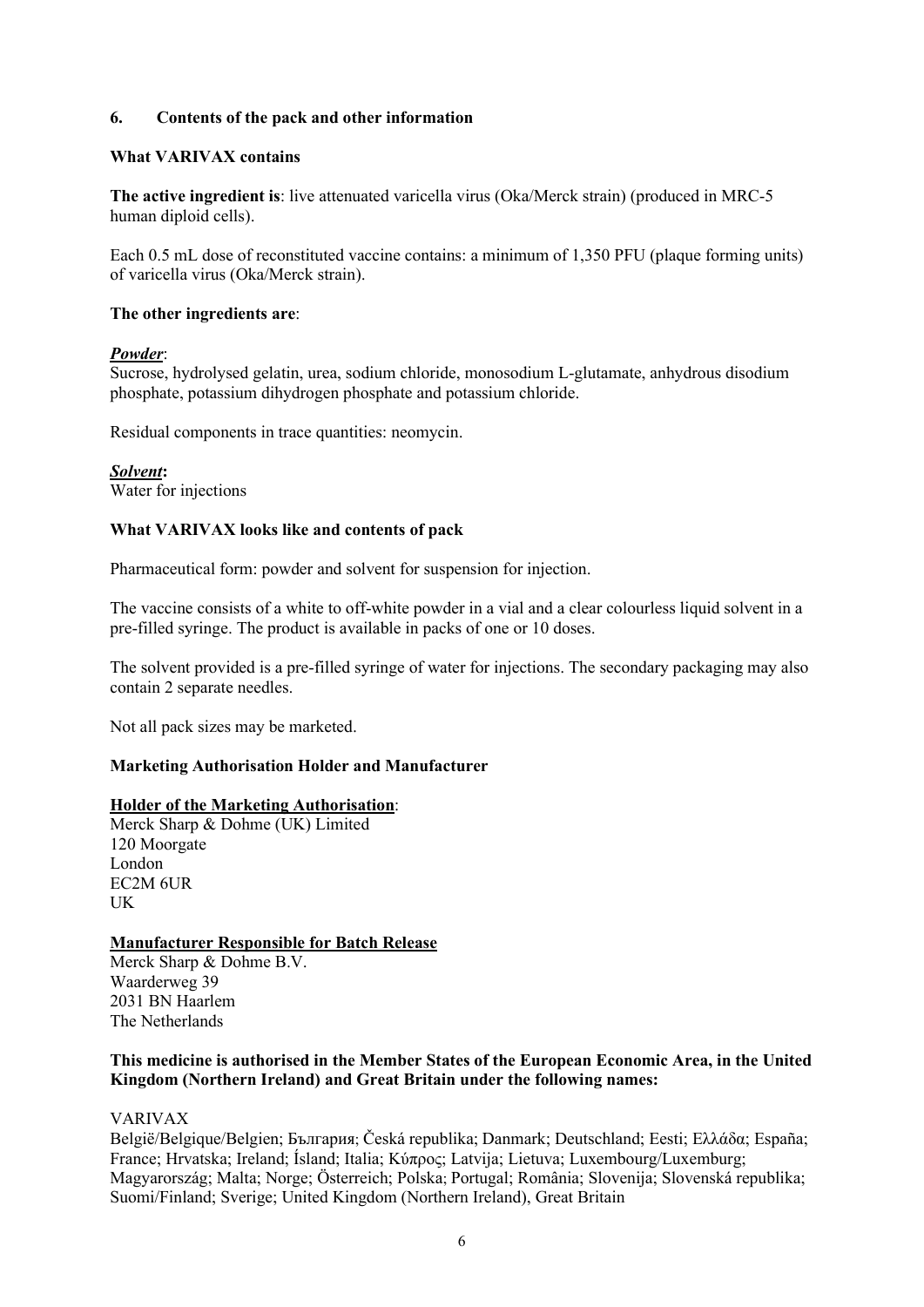## 6. Contents of the pack and other information

### What VARIVAX contains

**The active ingredient is**: live attenuated varicella virus (Oka/Merck strain) (produced in MRC-5 human diploid cells).

Each 0.5 mL dose of reconstituted vaccine contains: a minimum of 1,350 PFU (plaque forming units) of varicella virus (Oka/Merck strain).

**The other ingredients are**:

***Powder***:
Sucrose, hydrolysed gelatin, urea, sodium chloride, monosodium L-glutamate, anhydrous disodium phosphate, potassium dihydrogen phosphate and potassium chloride.

Residual components in trace quantities: neomycin.

***Solvent*:**
Water for injections

### What VARIVAX looks like and contents of pack

Pharmaceutical form: powder and solvent for suspension for injection.

The vaccine consists of a white to off-white powder in a vial and a clear colourless liquid solvent in a pre-filled syringe. The product is available in packs of one or 10 doses.

The solvent provided is a pre-filled syringe of water for injections. The secondary packaging may also contain 2 separate needles.

Not all pack sizes may be marketed.

### Marketing Authorisation Holder and Manufacturer

**Holder of the Marketing Authorisation**:
Merck Sharp & Dohme (UK) Limited
120 Moorgate
London
EC2M 6UR
UK

**Manufacturer Responsible for Batch Release**
Merck Sharp & Dohme B.V.
Waarderweg 39
2031 BN Haarlem
The Netherlands

**This medicine is authorised in the Member States of the European Economic Area, in the United Kingdom (Northern Ireland) and Great Britain under the following names:**

VARIVAX
België/Belgique/Belgien; България; Česká republika; Danmark; Deutschland; Eesti; Ελλάδα; España; France; Hrvatska; Ireland; Ísland; Italia; Κύπρος; Latvija; Lietuva; Luxembourg/Luxemburg; Magyarország; Malta; Norge; Österreich; Polska; Portugal; România; Slovenija; Slovenská republika; Suomi/Finland; Sverige; United Kingdom (Northern Ireland), Great Britain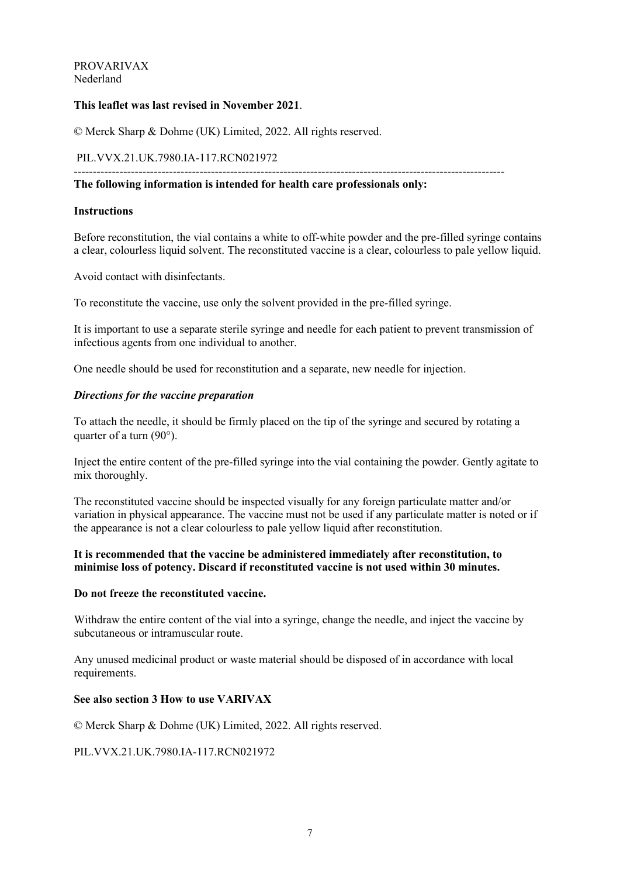PROVARIVAX
Nederland

**This leaflet was last revised in November 2021**.

© Merck Sharp & Dohme (UK) Limited, 2022. All rights reserved.

PIL.VVX.21.UK.7980.IA-117.RCN021972

---

**The following information is intended for health care professionals only:**

**Instructions**

Before reconstitution, the vial contains a white to off-white powder and the pre-filled syringe contains a clear, colourless liquid solvent. The reconstituted vaccine is a clear, colourless to pale yellow liquid.

Avoid contact with disinfectants.

To reconstitute the vaccine, use only the solvent provided in the pre-filled syringe.

It is important to use a separate sterile syringe and needle for each patient to prevent transmission of infectious agents from one individual to another.

One needle should be used for reconstitution and a separate, new needle for injection.

***Directions for the vaccine preparation***

To attach the needle, it should be firmly placed on the tip of the syringe and secured by rotating a quarter of a turn (90°).

Inject the entire content of the pre-filled syringe into the vial containing the powder. Gently agitate to mix thoroughly.

The reconstituted vaccine should be inspected visually for any foreign particulate matter and/or variation in physical appearance. The vaccine must not be used if any particulate matter is noted or if the appearance is not a clear colourless to pale yellow liquid after reconstitution.

**It is recommended that the vaccine be administered immediately after reconstitution, to minimise loss of potency. Discard if reconstituted vaccine is not used within 30 minutes.**

**Do not freeze the reconstituted vaccine.**

Withdraw the entire content of the vial into a syringe, change the needle, and inject the vaccine by subcutaneous or intramuscular route.

Any unused medicinal product or waste material should be disposed of in accordance with local requirements.

**See also section 3 How to use VARIVAX**

© Merck Sharp & Dohme (UK) Limited, 2022. All rights reserved.

PIL.VVX.21.UK.7980.IA-117.RCN021972